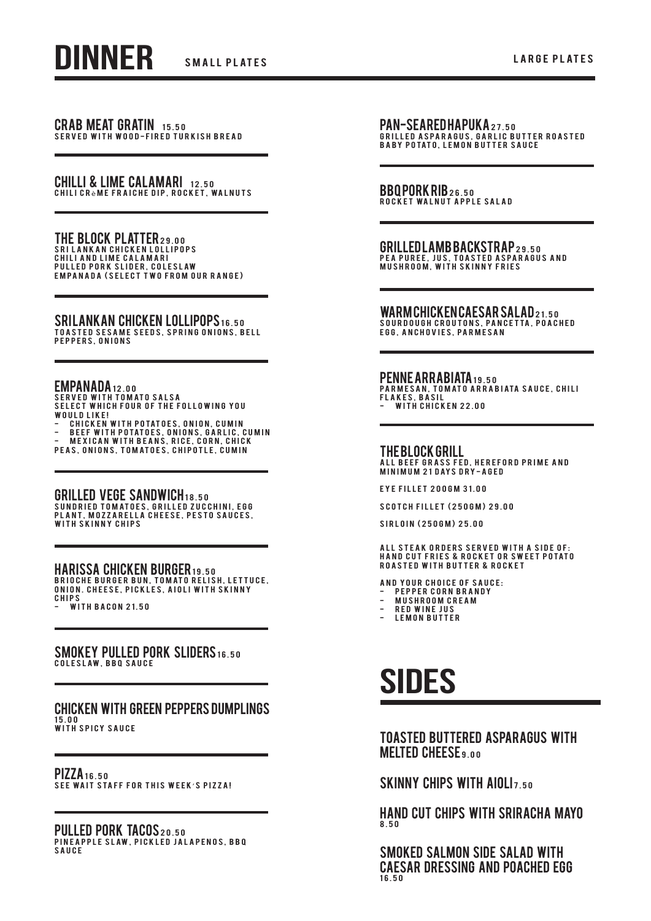# DINNER

## SMALL PLATES

### CRAB MEAT GRATIN 15.50
SERVED WITH WOOD-FIRED TURKISH BREAD

### CHILLI & LIME CALAMARI 12.50
CHILI CRèME FRAICHE DIP, ROCKET, WALNUTS

### THE BLOCK PLATTER 29.00
SRI LANKAN CHICKEN LOLLIPOPS
CHILI AND LIME CALAMARI
PULLED PORK SLIDER, COLESLAW
EMPANADA (SELECT TWO FROM OUR RANGE)

### SRILANKAN CHICKEN LOLLIPOPS 16.50
TOASTED SESAME SEEDS, SPRING ONIONS, BELL PEPPERS, ONIONS

### EMPANADA 12.00
SERVED WITH TOMATO SALSA
SELECT WHICH FOUR OF THE FOLLOWING YOU WOULD LIKE!
- CHICKEN WITH POTATOES, ONION, CUMIN
- BEEF WITH POTATOES, ONIONS, GARLIC, CUMIN
- MEXICAN WITH BEANS, RICE, CORN, CHICK PEAS, ONIONS, TOMATOES, CHIPOTLE, CUMIN

### GRILLED VEGE SANDWICH 18.50
SUNDRIED TOMATOES, GRILLED ZUCCHINI, EGG PLANT, MOZZARELLA CHEESE, PESTO SAUCES, WITH SKINNY CHIPS

### HARISSA CHICKEN BURGER 19.50
BRIOCHE BURGER BUN, TOMATO RELISH, LETTUCE, ONION. CHEESE, PICKLES, AIOLI WITH SKINNY CHIPS
- WITH BACON 21.50

### SMOKEY PULLED PORK SLIDERS 16.50
COLESLAW, BBQ SAUCE

### CHICKEN WITH GREEN PEPPERS DUMPLINGS 15.00
WITH SPICY SAUCE

### PIZZA 16.50
SEE WAIT STAFF FOR THIS WEEK'S PIZZA!

### PULLED PORK TACOS 20.50
PINEAPPLE SLAW, PICKLED JALAPENOS, BBQ SAUCE

## LARGE PLATES

### PAN-SEARED HAPUKA 27.50
GRILLED ASPARAGUS, GARLIC BUTTER ROASTED BABY POTATO, LEMON BUTTER SAUCE

### BBQ PORK RIB 26.50
ROCKET WALNUT APPLE SALAD

### GRILLED LAMB BACKSTRAP 29.50
PEA PUREE, JUS, TOASTED ASPARAGUS AND MUSHROOM, WITH SKINNY FRIES

### WARM CHICKEN CAESAR SALAD 21.50
SOURDOUGH CROUTONS, PANCETTA, POACHED EGG, ANCHOVIES, PARMESAN

### PENNE ARRABIATA 19.50
PARMESAN, TOMATO ARRABIATA SAUCE, CHILI FLAKES, BASIL
- WITH CHICKEN 22.00

### THE BLOCK GRILL
ALL BEEF GRASS FED, HEREFORD PRIME AND MINIMUM 21 DAYS DRY-AGED

EYE FILLET 200GM 31.00

SCOTCH FILLET (250GM) 29.00

SIRLOIN (250GM) 25.00

ALL STEAK ORDERS SERVED WITH A SIDE OF: HAND CUT FRIES & ROCKET OR SWEET POTATO ROASTED WITH BUTTER & ROCKET

AND YOUR CHOICE OF SAUCE:
- PEPPER CORN BRANDY
- MUSHROOM CREAM
- RED WINE JUS
- LEMON BUTTER

# SIDES

### TOASTED BUTTERED ASPARAGUS WITH MELTED CHEESE 9.00

### SKINNY CHIPS WITH AIOLI 7.50

### HAND CUT CHIPS WITH SRIRACHA MAYO 8.50

### SMOKED SALMON SIDE SALAD WITH CAESAR DRESSING AND POACHED EGG 16.50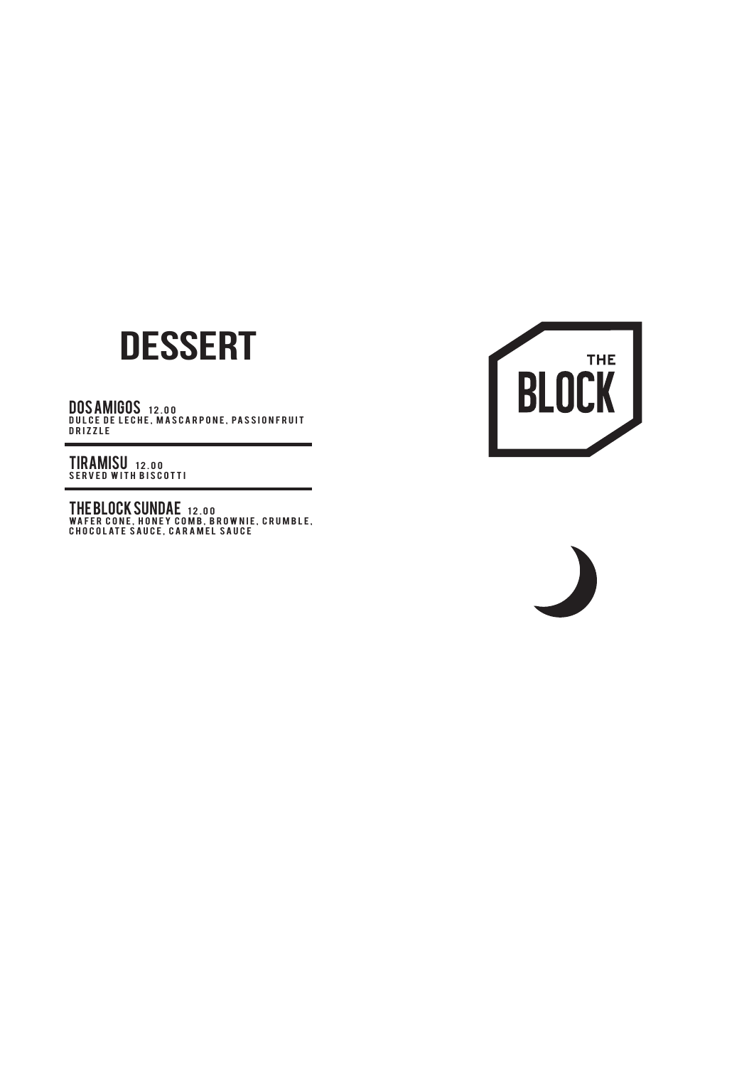# DESSERT

**DOS AMIGOS** 12.00
DULCE DE LECHE, MASCARPONE, PASSIONFRUIT DRIZZLE

---

**TIRAMISU** 12.00
SERVED WITH BISCOTTI

---

**THE BLOCK SUNDAE** 12.00
WAFER CONE, HONEY COMB, BROWNIE, CRUMBLE, CHOCOLATE SAUCE, CARAMEL SAUCE

THE BLOCK